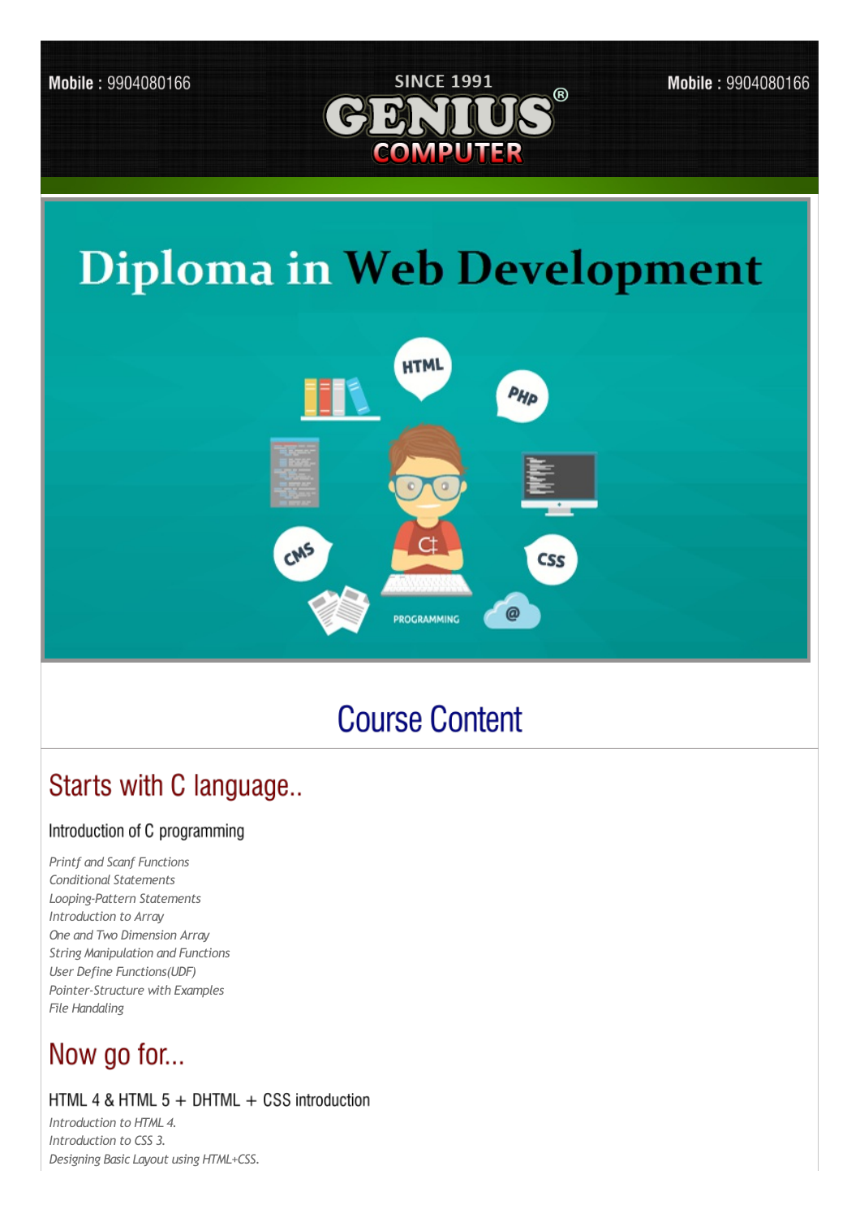Mobile : 9904080166

SINCE 1991

# GENIUS® COMPUTER

Mobile : 9904080166

# Diploma in Web Development

## Course Content

## Starts with C language..

### Introduction of C programming

*Printf and Scanf Functions*  
*Conditional Statements*  
*Looping-Pattern Statements*  
*Introduction to Array*  
*One and Two Dimension Array*  
*String Manipulation and Functions*  
*User Define Functions(UDF)*  
*Pointer-Structure with Examples*  
*File Handaling*

## Now go for...

### HTML 4 & HTML 5 + DHTML + CSS introduction

*Introduction to HTML 4.*  
*Introduction to CSS 3.*  
*Designing Basic Layout using HTML+CSS.*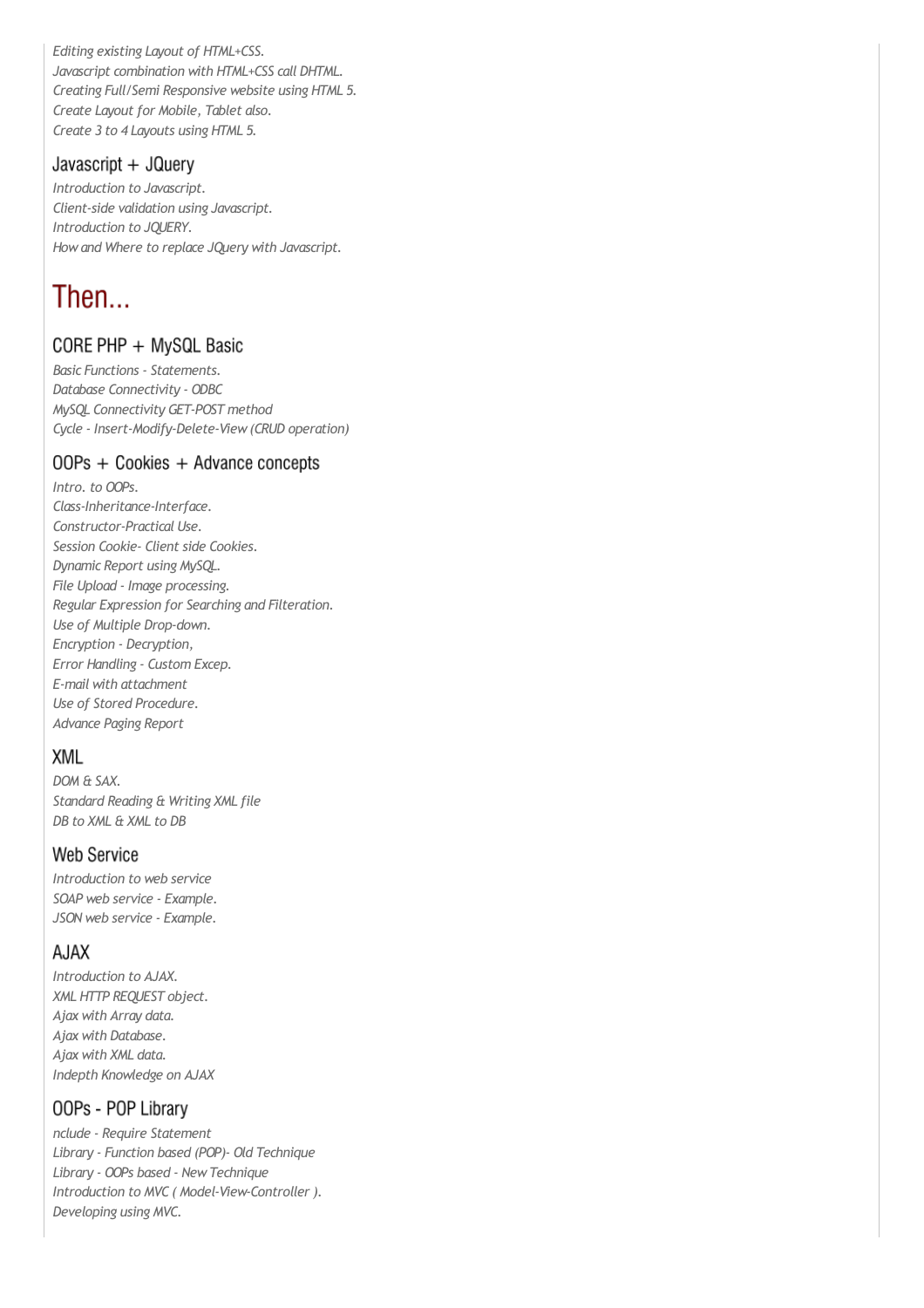*Editing existing Layout of HTML+CSS.*
*Javascript combination with HTML+CSS call DHTML.*
*Creating Full/Semi Responsive website using HTML 5.*
*Create Layout for Mobile, Tablet also.*
*Create 3 to 4 Layouts using HTML 5.*

### Javascript + JQuery

*Introduction to Javascript.*
*Client-side validation using Javascript.*
*Introduction to JQUERY.*
*How and Where to replace JQuery with Javascript.*

## Then...

### CORE PHP + MySQL Basic

*Basic Functions - Statements.*
*Database Connectivity - ODBC*
*MySQL Connectivity GET-POST method*
*Cycle - Insert-Modify-Delete-View (CRUD operation)*

### OOPs + Cookies + Advance concepts

*Intro. to OOPs.*
*Class-Inheritance-Interface.*
*Constructor-Practical Use.*
*Session Cookie- Client side Cookies.*
*Dynamic Report using MySQL.*
*File Upload - Image processing.*
*Regular Expression for Searching and Filteration.*
*Use of Multiple Drop-down.*
*Encryption - Decryption,*
*Error Handling - Custom Excep.*
*E-mail with attachment*
*Use of Stored Procedure.*
*Advance Paging Report*

### XML

*DOM & SAX.*
*Standard Reading & Writing XML file*
*DB to XML & XML to DB*

### Web Service

*Introduction to web service*
*SOAP web service - Example.*
*JSON web service - Example.*

### AJAX

*Introduction to AJAX.*
*XML HTTP REQUEST object.*
*Ajax with Array data.*
*Ajax with Database.*
*Ajax with XML data.*
*Indepth Knowledge on AJAX*

### OOPs - POP Library

*nclude - Require Statement*
*Library - Function based (POP)- Old Technique*
*Library - OOPs based - New Technique*
*Introduction to MVC ( Model-View-Controller ).*
*Developing using MVC.*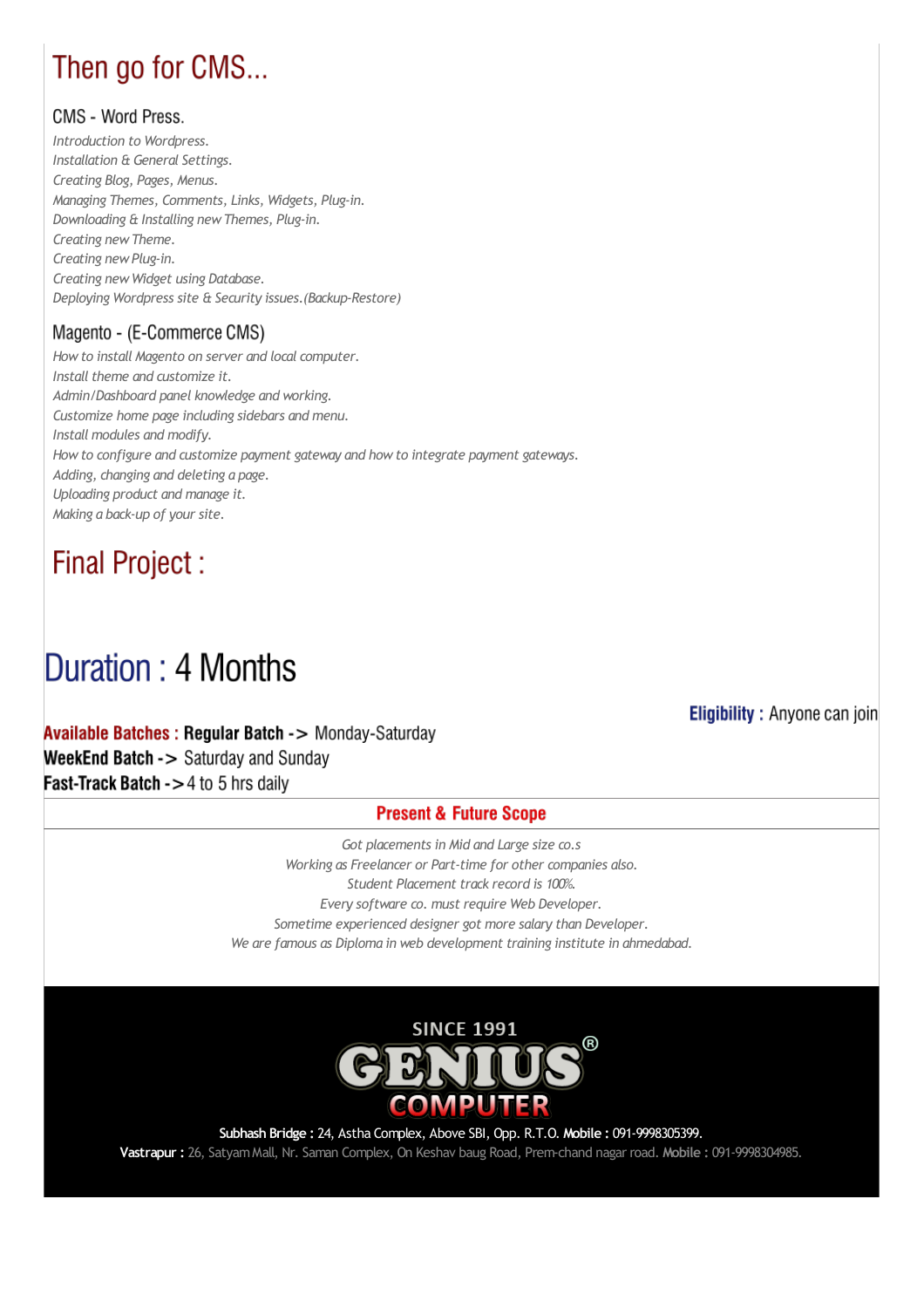# Then go for CMS...

## CMS - Word Press.

*Introduction to Wordpress.*
*Installation & General Settings.*
*Creating Blog, Pages, Menus.*
*Managing Themes, Comments, Links, Widgets, Plug-in.*
*Downloading & Installing new Themes, Plug-in.*
*Creating new Theme.*
*Creating new Plug-in.*
*Creating new Widget using Database.*
*Deploying Wordpress site & Security issues.(Backup-Restore)*

## Magento - (E-Commerce CMS)

*How to install Magento on server and local computer.*
*Install theme and customize it.*
*Admin/Dashboard panel knowledge and working.*
*Customize home page including sidebars and menu.*
*Install modules and modify.*
*How to configure and customize payment gateway and how to integrate payment gateways.*
*Adding, changing and deleting a page.*
*Uploading product and manage it.*
*Making a back-up of your site.*

# Final Project :

# Duration : 4 Months

**Eligibility :** Anyone can join

**Available Batches : Regular Batch ->** Monday-Saturday
**WeekEnd Batch ->** Saturday and Sunday
**Fast-Track Batch ->** 4 to 5 hrs daily

## Present & Future Scope

*Got placements in Mid and Large size co.s*
*Working as Freelancer or Part-time for other companies also.*
*Student Placement track record is 100%.*
*Every software co. must require Web Developer.*
*Sometime experienced designer got more salary than Developer.*
*We are famous as Diploma in web development training institute in ahmedabad.*

SINCE 1991
GENIUS® COMPUTER

**Subhash Bridge :** 24, Astha Complex, Above SBI, Opp. R.T.O. **Mobile :** 091-9998305399.
**Vastrapur :** 26, Satyam Mall, Nr. Saman Complex, On Keshav baug Road, Prem-chand nagar road. **Mobile :** 091-9998304985.